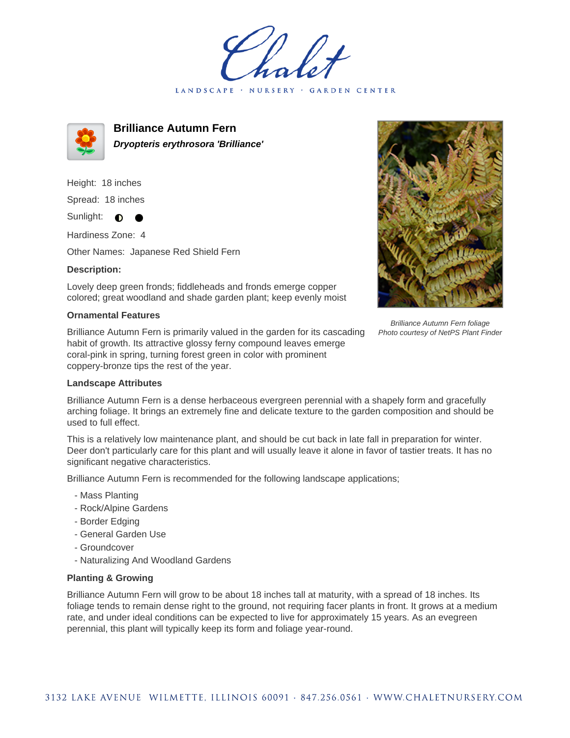# Brilliance Autumn Fern

***Dryopteris erythrosora 'Brilliance'***

Height: 18 inches

Spread: 18 inches

Sunlight: ◐ ●

Hardiness Zone: 4

Other Names: Japanese Red Shield Fern

**Description:**

Lovely deep green fronds; fiddleheads and fronds emerge copper colored; great woodland and shade garden plant; keep evenly moist

*Brilliance Autumn Fern foliage*
*Photo courtesy of NetPS Plant Finder*

### Ornamental Features

Brilliance Autumn Fern is primarily valued in the garden for its cascading habit of growth. Its attractive glossy ferny compound leaves emerge coral-pink in spring, turning forest green in color with prominent coppery-bronze tips the rest of the year.

### Landscape Attributes

Brilliance Autumn Fern is a dense herbaceous evergreen perennial with a shapely form and gracefully arching foliage. It brings an extremely fine and delicate texture to the garden composition and should be used to full effect.

This is a relatively low maintenance plant, and should be cut back in late fall in preparation for winter. Deer don't particularly care for this plant and will usually leave it alone in favor of tastier treats. It has no significant negative characteristics.

Brilliance Autumn Fern is recommended for the following landscape applications;

- Mass Planting
- Rock/Alpine Gardens
- Border Edging
- General Garden Use
- Groundcover
- Naturalizing And Woodland Gardens

### Planting & Growing

Brilliance Autumn Fern will grow to be about 18 inches tall at maturity, with a spread of 18 inches. Its foliage tends to remain dense right to the ground, not requiring facer plants in front. It grows at a medium rate, and under ideal conditions can be expected to live for approximately 15 years. As an evegreen perennial, this plant will typically keep its form and foliage year-round.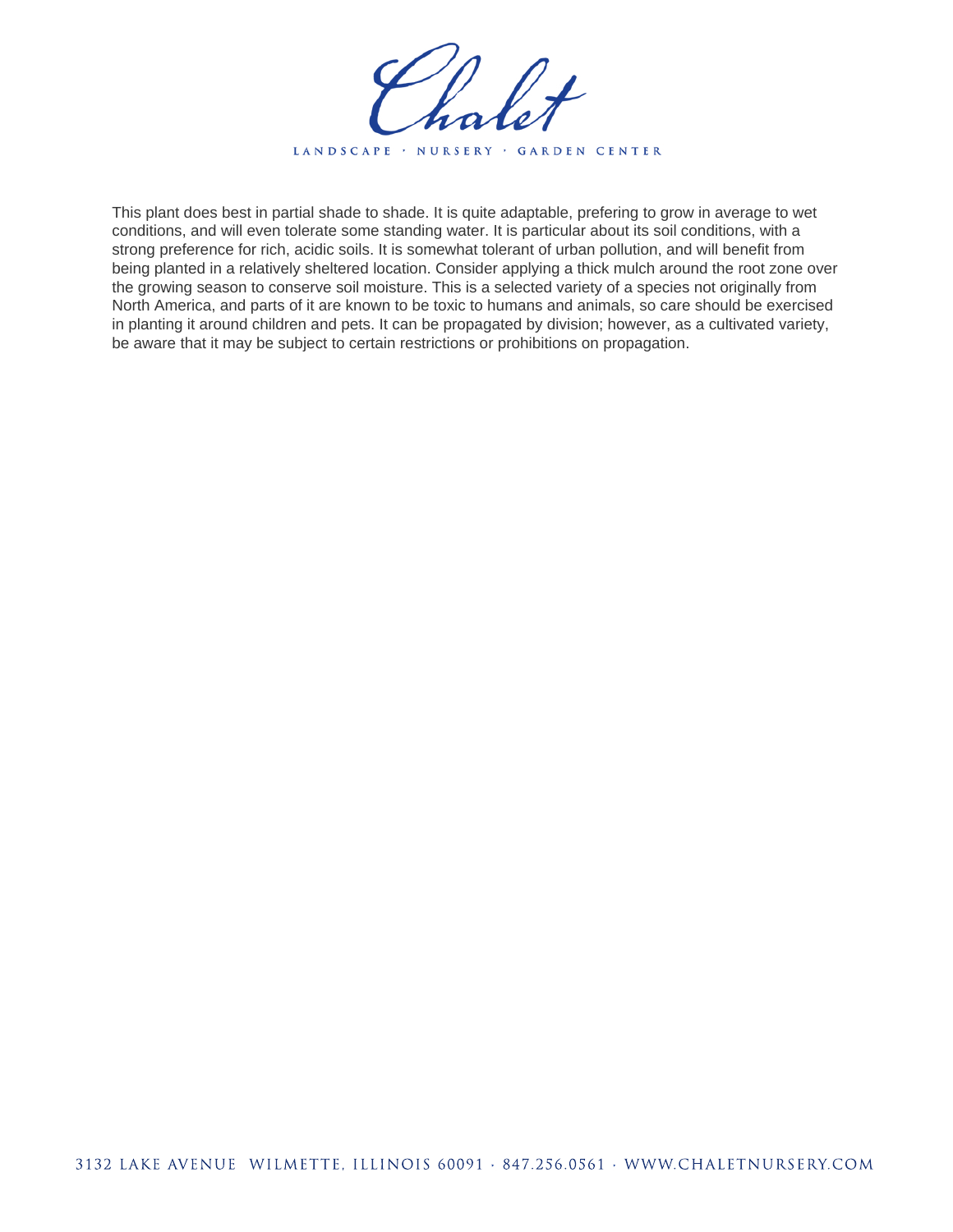This plant does best in partial shade to shade. It is quite adaptable, prefering to grow in average to wet conditions, and will even tolerate some standing water. It is particular about its soil conditions, with a strong preference for rich, acidic soils. It is somewhat tolerant of urban pollution, and will benefit from being planted in a relatively sheltered location. Consider applying a thick mulch around the root zone over the growing season to conserve soil moisture. This is a selected variety of a species not originally from North America, and parts of it are known to be toxic to humans and animals, so care should be exercised in planting it around children and pets. It can be propagated by division; however, as a cultivated variety, be aware that it may be subject to certain restrictions or prohibitions on propagation.